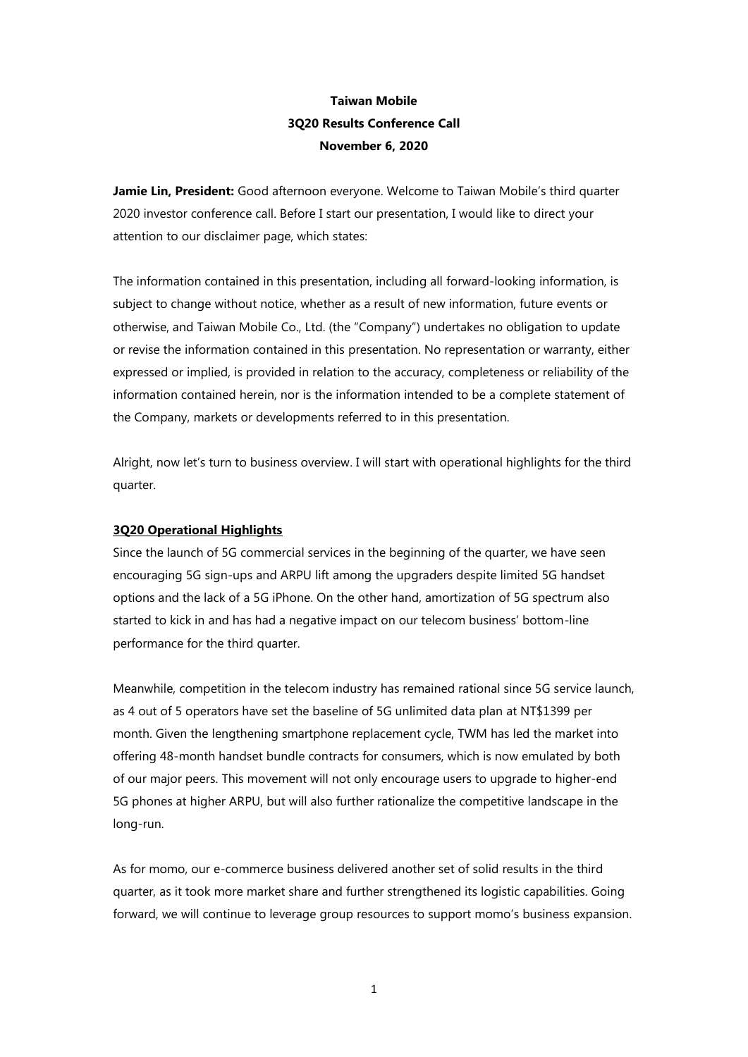**Taiwan Mobile**

**3Q20 Results Conference Call**

**November 6, 2020**

**Jamie Lin, President:** Good afternoon everyone. Welcome to Taiwan Mobile's third quarter 2020 investor conference call. Before I start our presentation, I would like to direct your attention to our disclaimer page, which states:

The information contained in this presentation, including all forward-looking information, is subject to change without notice, whether as a result of new information, future events or otherwise, and Taiwan Mobile Co., Ltd. (the "Company") undertakes no obligation to update or revise the information contained in this presentation. No representation or warranty, either expressed or implied, is provided in relation to the accuracy, completeness or reliability of the information contained herein, nor is the information intended to be a complete statement of the Company, markets or developments referred to in this presentation.

Alright, now let's turn to business overview. I will start with operational highlights for the third quarter.

**3Q20 Operational Highlights**

Since the launch of 5G commercial services in the beginning of the quarter, we have seen encouraging 5G sign-ups and ARPU lift among the upgraders despite limited 5G handset options and the lack of a 5G iPhone. On the other hand, amortization of 5G spectrum also started to kick in and has had a negative impact on our telecom business' bottom-line performance for the third quarter.

Meanwhile, competition in the telecom industry has remained rational since 5G service launch, as 4 out of 5 operators have set the baseline of 5G unlimited data plan at NT$1399 per month. Given the lengthening smartphone replacement cycle, TWM has led the market into offering 48-month handset bundle contracts for consumers, which is now emulated by both of our major peers. This movement will not only encourage users to upgrade to higher-end 5G phones at higher ARPU, but will also further rationalize the competitive landscape in the long-run.

As for momo, our e-commerce business delivered another set of solid results in the third quarter, as it took more market share and further strengthened its logistic capabilities. Going forward, we will continue to leverage group resources to support momo's business expansion.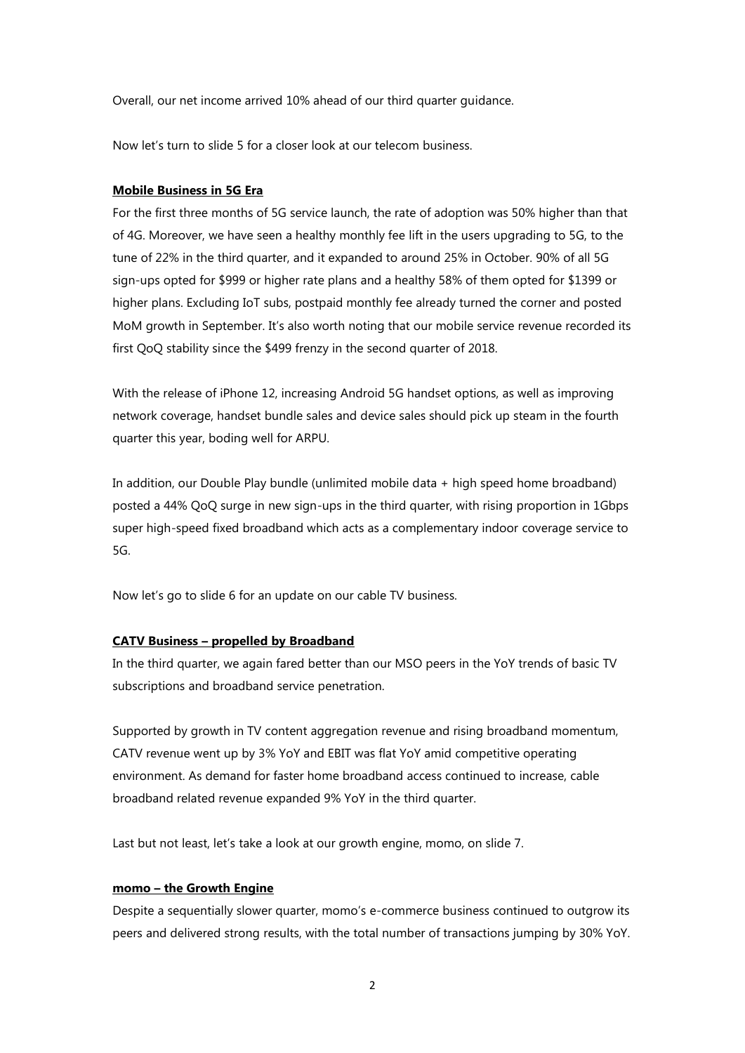Overall, our net income arrived 10% ahead of our third quarter guidance.

Now let's turn to slide 5 for a closer look at our telecom business.

**Mobile Business in 5G Era**

For the first three months of 5G service launch, the rate of adoption was 50% higher than that of 4G. Moreover, we have seen a healthy monthly fee lift in the users upgrading to 5G, to the tune of 22% in the third quarter, and it expanded to around 25% in October. 90% of all 5G sign-ups opted for $999 or higher rate plans and a healthy 58% of them opted for $1399 or higher plans. Excluding IoT subs, postpaid monthly fee already turned the corner and posted MoM growth in September. It's also worth noting that our mobile service revenue recorded its first QoQ stability since the $499 frenzy in the second quarter of 2018.

With the release of iPhone 12, increasing Android 5G handset options, as well as improving network coverage, handset bundle sales and device sales should pick up steam in the fourth quarter this year, boding well for ARPU.

In addition, our Double Play bundle (unlimited mobile data + high speed home broadband) posted a 44% QoQ surge in new sign-ups in the third quarter, with rising proportion in 1Gbps super high-speed fixed broadband which acts as a complementary indoor coverage service to 5G.

Now let's go to slide 6 for an update on our cable TV business.

**CATV Business – propelled by Broadband**

In the third quarter, we again fared better than our MSO peers in the YoY trends of basic TV subscriptions and broadband service penetration.

Supported by growth in TV content aggregation revenue and rising broadband momentum, CATV revenue went up by 3% YoY and EBIT was flat YoY amid competitive operating environment. As demand for faster home broadband access continued to increase, cable broadband related revenue expanded 9% YoY in the third quarter.

Last but not least, let's take a look at our growth engine, momo, on slide 7.

**momo – the Growth Engine**

Despite a sequentially slower quarter, momo's e-commerce business continued to outgrow its peers and delivered strong results, with the total number of transactions jumping by 30% YoY.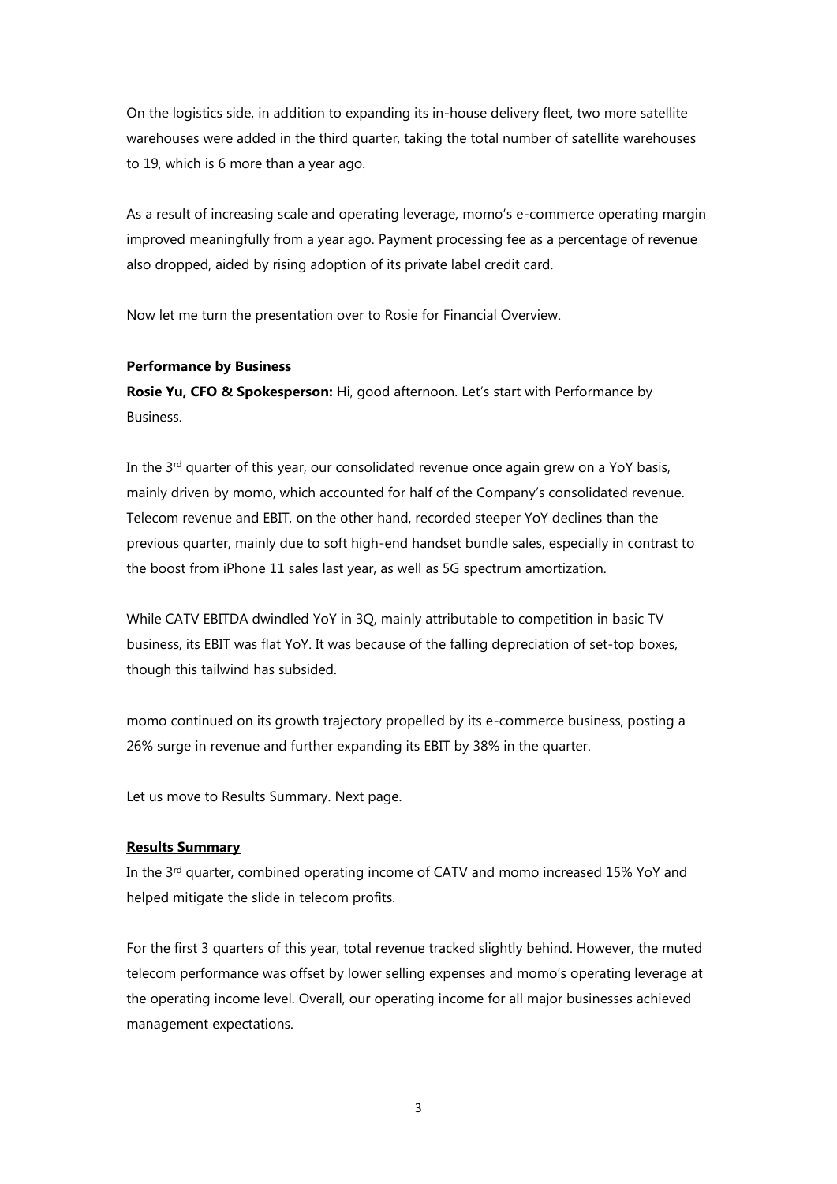On the logistics side, in addition to expanding its in-house delivery fleet, two more satellite warehouses were added in the third quarter, taking the total number of satellite warehouses to 19, which is 6 more than a year ago.

As a result of increasing scale and operating leverage, momo's e-commerce operating margin improved meaningfully from a year ago. Payment processing fee as a percentage of revenue also dropped, aided by rising adoption of its private label credit card.

Now let me turn the presentation over to Rosie for Financial Overview.

**Performance by Business**

**Rosie Yu, CFO & Spokesperson:** Hi, good afternoon. Let's start with Performance by Business.

In the 3rd quarter of this year, our consolidated revenue once again grew on a YoY basis, mainly driven by momo, which accounted for half of the Company's consolidated revenue. Telecom revenue and EBIT, on the other hand, recorded steeper YoY declines than the previous quarter, mainly due to soft high-end handset bundle sales, especially in contrast to the boost from iPhone 11 sales last year, as well as 5G spectrum amortization.

While CATV EBITDA dwindled YoY in 3Q, mainly attributable to competition in basic TV business, its EBIT was flat YoY. It was because of the falling depreciation of set-top boxes, though this tailwind has subsided.

momo continued on its growth trajectory propelled by its e-commerce business, posting a 26% surge in revenue and further expanding its EBIT by 38% in the quarter.

Let us move to Results Summary. Next page.

**Results Summary**

In the 3rd quarter, combined operating income of CATV and momo increased 15% YoY and helped mitigate the slide in telecom profits.

For the first 3 quarters of this year, total revenue tracked slightly behind. However, the muted telecom performance was offset by lower selling expenses and momo's operating leverage at the operating income level. Overall, our operating income for all major businesses achieved management expectations.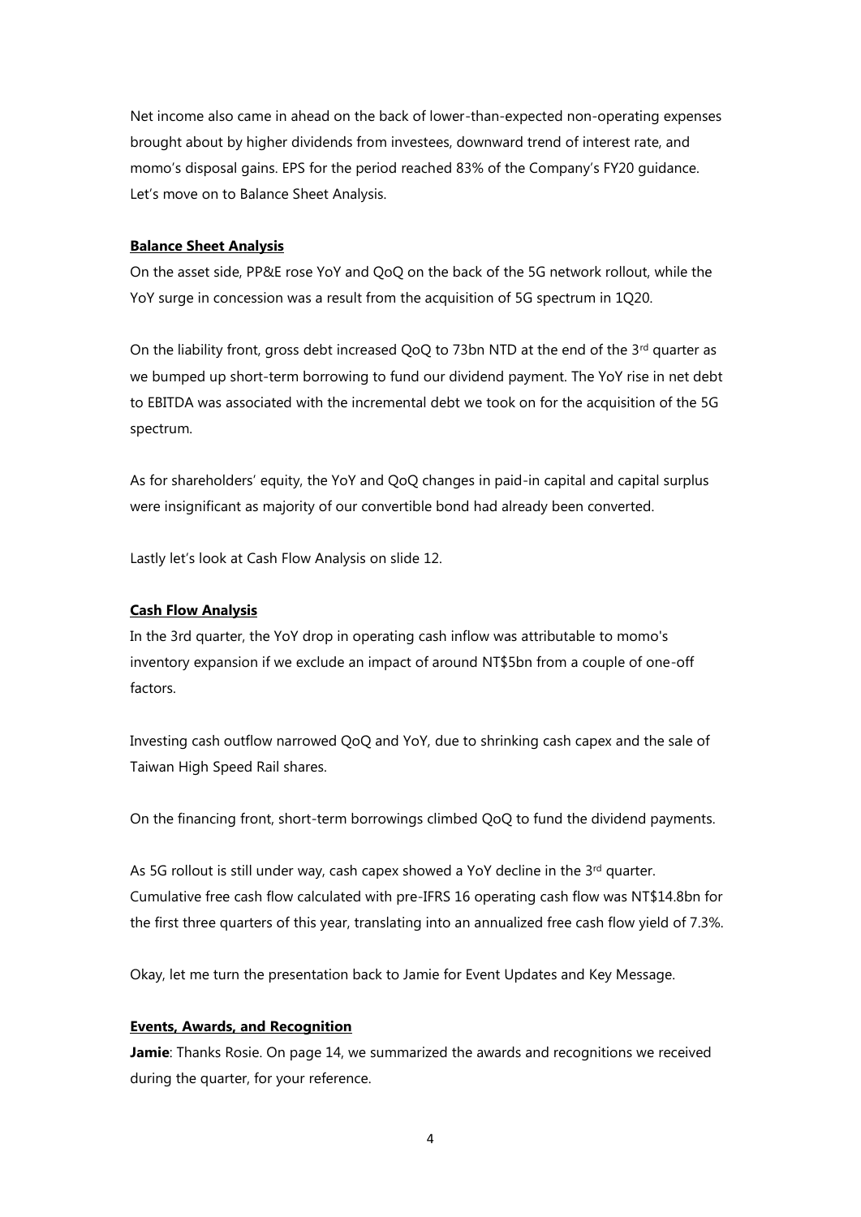Net income also came in ahead on the back of lower-than-expected non-operating expenses brought about by higher dividends from investees, downward trend of interest rate, and momo's disposal gains. EPS for the period reached 83% of the Company's FY20 guidance. Let's move on to Balance Sheet Analysis.

**Balance Sheet Analysis**

On the asset side, PP&E rose YoY and QoQ on the back of the 5G network rollout, while the YoY surge in concession was a result from the acquisition of 5G spectrum in 1Q20.

On the liability front, gross debt increased QoQ to 73bn NTD at the end of the 3rd quarter as we bumped up short-term borrowing to fund our dividend payment. The YoY rise in net debt to EBITDA was associated with the incremental debt we took on for the acquisition of the 5G spectrum.

As for shareholders' equity, the YoY and QoQ changes in paid-in capital and capital surplus were insignificant as majority of our convertible bond had already been converted.

Lastly let's look at Cash Flow Analysis on slide 12.

**Cash Flow Analysis**

In the 3rd quarter, the YoY drop in operating cash inflow was attributable to momo's inventory expansion if we exclude an impact of around NT$5bn from a couple of one-off factors.

Investing cash outflow narrowed QoQ and YoY, due to shrinking cash capex and the sale of Taiwan High Speed Rail shares.

On the financing front, short-term borrowings climbed QoQ to fund the dividend payments.

As 5G rollout is still under way, cash capex showed a YoY decline in the 3rd quarter. Cumulative free cash flow calculated with pre-IFRS 16 operating cash flow was NT$14.8bn for the first three quarters of this year, translating into an annualized free cash flow yield of 7.3%.

Okay, let me turn the presentation back to Jamie for Event Updates and Key Message.

**Events, Awards, and Recognition**

**Jamie**: Thanks Rosie. On page 14, we summarized the awards and recognitions we received during the quarter, for your reference.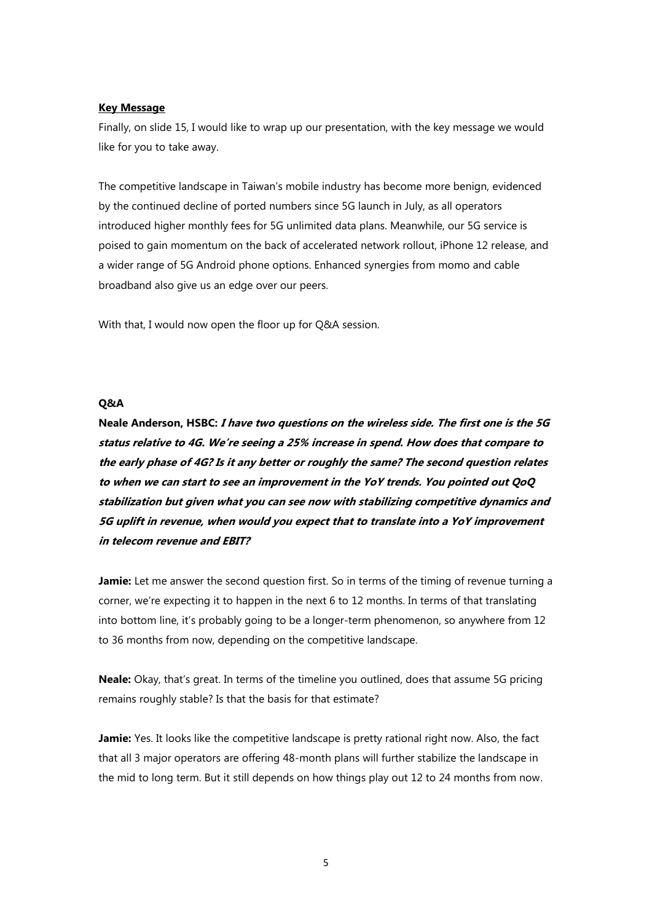**Key Message**

Finally, on slide 15, I would like to wrap up our presentation, with the key message we would like for you to take away.

The competitive landscape in Taiwan's mobile industry has become more benign, evidenced by the continued decline of ported numbers since 5G launch in July, as all operators introduced higher monthly fees for 5G unlimited data plans. Meanwhile, our 5G service is poised to gain momentum on the back of accelerated network rollout, iPhone 12 release, and a wider range of 5G Android phone options. Enhanced synergies from momo and cable broadband also give us an edge over our peers.

With that, I would now open the floor up for Q&A session.

**Q&A**

**Neale Anderson, HSBC:** ***I have two questions on the wireless side. The first one is the 5G status relative to 4G. We're seeing a 25% increase in spend. How does that compare to the early phase of 4G? Is it any better or roughly the same? The second question relates to when we can start to see an improvement in the YoY trends. You pointed out QoQ stabilization but given what you can see now with stabilizing competitive dynamics and 5G uplift in revenue, when would you expect that to translate into a YoY improvement in telecom revenue and EBIT?***

**Jamie:** Let me answer the second question first. So in terms of the timing of revenue turning a corner, we're expecting it to happen in the next 6 to 12 months. In terms of that translating into bottom line, it's probably going to be a longer-term phenomenon, so anywhere from 12 to 36 months from now, depending on the competitive landscape.

**Neale:** Okay, that's great. In terms of the timeline you outlined, does that assume 5G pricing remains roughly stable? Is that the basis for that estimate?

**Jamie:** Yes. It looks like the competitive landscape is pretty rational right now. Also, the fact that all 3 major operators are offering 48-month plans will further stabilize the landscape in the mid to long term. But it still depends on how things play out 12 to 24 months from now.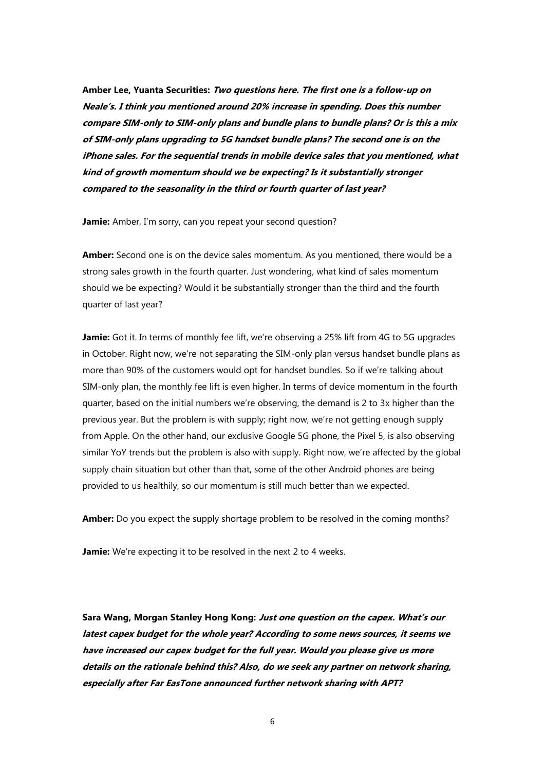**Amber Lee, Yuanta Securities:** ***Two questions here. The first one is a follow-up on Neale's. I think you mentioned around 20% increase in spending. Does this number compare SIM-only to SIM-only plans and bundle plans to bundle plans? Or is this a mix of SIM-only plans upgrading to 5G handset bundle plans? The second one is on the iPhone sales. For the sequential trends in mobile device sales that you mentioned, what kind of growth momentum should we be expecting? Is it substantially stronger compared to the seasonality in the third or fourth quarter of last year?***

**Jamie:** Amber, I'm sorry, can you repeat your second question?

**Amber:** Second one is on the device sales momentum. As you mentioned, there would be a strong sales growth in the fourth quarter. Just wondering, what kind of sales momentum should we be expecting? Would it be substantially stronger than the third and the fourth quarter of last year?

**Jamie:** Got it. In terms of monthly fee lift, we're observing a 25% lift from 4G to 5G upgrades in October. Right now, we're not separating the SIM-only plan versus handset bundle plans as more than 90% of the customers would opt for handset bundles. So if we're talking about SIM-only plan, the monthly fee lift is even higher. In terms of device momentum in the fourth quarter, based on the initial numbers we're observing, the demand is 2 to 3x higher than the previous year. But the problem is with supply; right now, we're not getting enough supply from Apple. On the other hand, our exclusive Google 5G phone, the Pixel 5, is also observing similar YoY trends but the problem is also with supply. Right now, we're affected by the global supply chain situation but other than that, some of the other Android phones are being provided to us healthily, so our momentum is still much better than we expected.

**Amber:** Do you expect the supply shortage problem to be resolved in the coming months?

**Jamie:** We're expecting it to be resolved in the next 2 to 4 weeks.

**Sara Wang, Morgan Stanley Hong Kong:** ***Just one question on the capex. What's our latest capex budget for the whole year? According to some news sources, it seems we have increased our capex budget for the full year. Would you please give us more details on the rationale behind this? Also, do we seek any partner on network sharing, especially after Far EasTone announced further network sharing with APT?***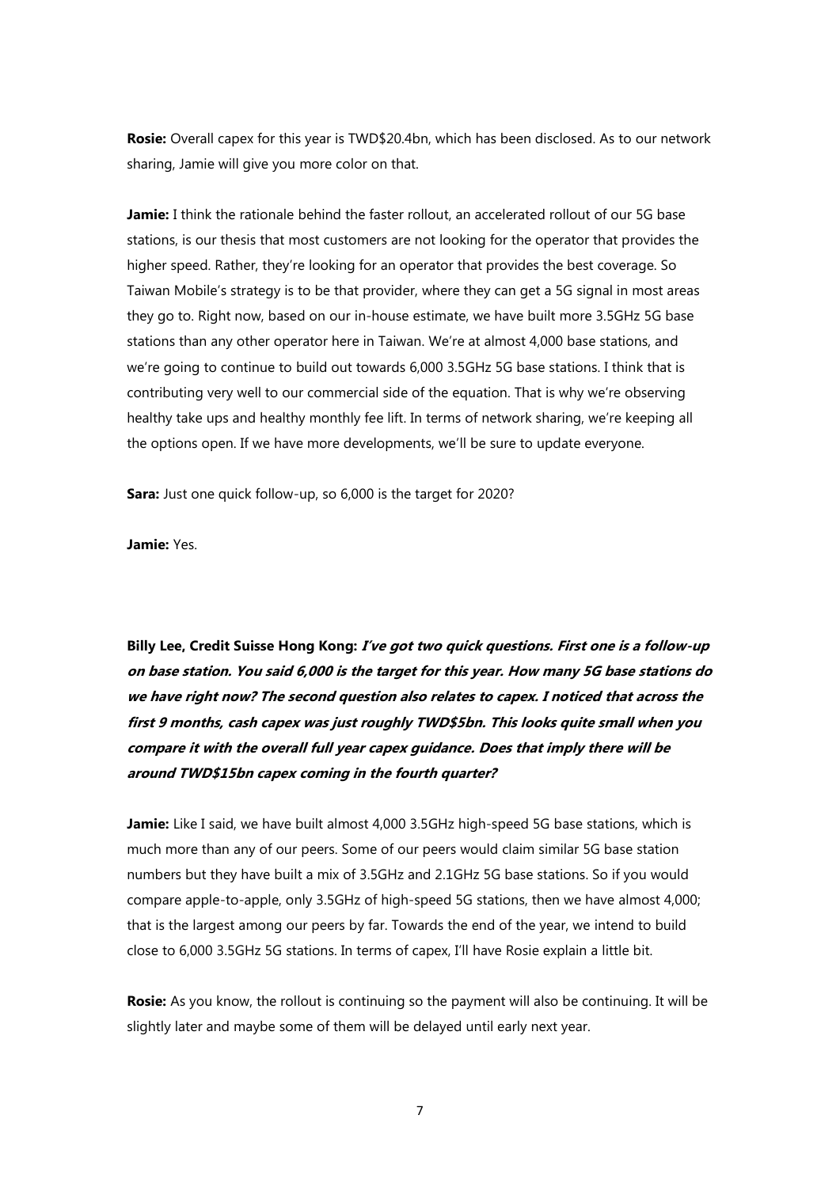**Rosie:** Overall capex for this year is TWD$20.4bn, which has been disclosed. As to our network sharing, Jamie will give you more color on that.

**Jamie:** I think the rationale behind the faster rollout, an accelerated rollout of our 5G base stations, is our thesis that most customers are not looking for the operator that provides the higher speed. Rather, they're looking for an operator that provides the best coverage. So Taiwan Mobile's strategy is to be that provider, where they can get a 5G signal in most areas they go to. Right now, based on our in-house estimate, we have built more 3.5GHz 5G base stations than any other operator here in Taiwan. We're at almost 4,000 base stations, and we're going to continue to build out towards 6,000 3.5GHz 5G base stations. I think that is contributing very well to our commercial side of the equation. That is why we're observing healthy take ups and healthy monthly fee lift. In terms of network sharing, we're keeping all the options open. If we have more developments, we'll be sure to update everyone.

**Sara:** Just one quick follow-up, so 6,000 is the target for 2020?

**Jamie:** Yes.

**Billy Lee, Credit Suisse Hong Kong:** ***I've got two quick questions. First one is a follow-up on base station. You said 6,000 is the target for this year. How many 5G base stations do we have right now? The second question also relates to capex. I noticed that across the first 9 months, cash capex was just roughly TWD$5bn. This looks quite small when you compare it with the overall full year capex guidance. Does that imply there will be around TWD$15bn capex coming in the fourth quarter?***

**Jamie:** Like I said, we have built almost 4,000 3.5GHz high-speed 5G base stations, which is much more than any of our peers. Some of our peers would claim similar 5G base station numbers but they have built a mix of 3.5GHz and 2.1GHz 5G base stations. So if you would compare apple-to-apple, only 3.5GHz of high-speed 5G stations, then we have almost 4,000; that is the largest among our peers by far. Towards the end of the year, we intend to build close to 6,000 3.5GHz 5G stations. In terms of capex, I'll have Rosie explain a little bit.

**Rosie:** As you know, the rollout is continuing so the payment will also be continuing. It will be slightly later and maybe some of them will be delayed until early next year.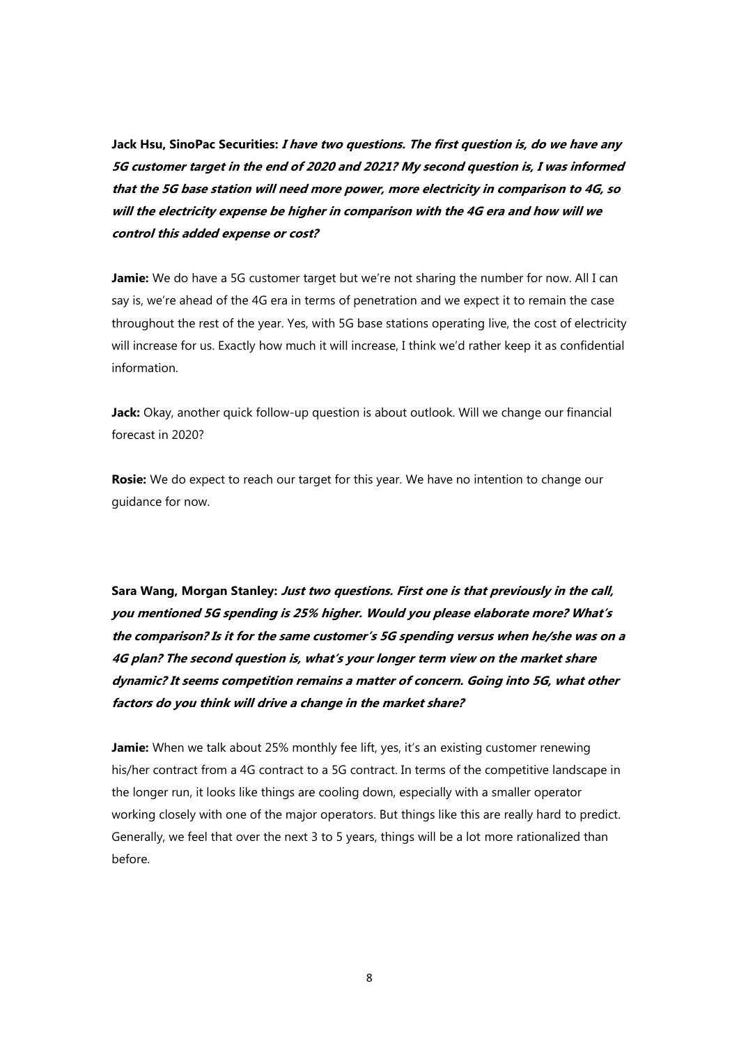**Jack Hsu, SinoPac Securities:** ***I have two questions. The first question is, do we have any 5G customer target in the end of 2020 and 2021? My second question is, I was informed that the 5G base station will need more power, more electricity in comparison to 4G, so will the electricity expense be higher in comparison with the 4G era and how will we control this added expense or cost?***

**Jamie:** We do have a 5G customer target but we're not sharing the number for now. All I can say is, we're ahead of the 4G era in terms of penetration and we expect it to remain the case throughout the rest of the year. Yes, with 5G base stations operating live, the cost of electricity will increase for us. Exactly how much it will increase, I think we'd rather keep it as confidential information.

**Jack:** Okay, another quick follow-up question is about outlook. Will we change our financial forecast in 2020?

**Rosie:** We do expect to reach our target for this year. We have no intention to change our guidance for now.

**Sara Wang, Morgan Stanley:** ***Just two questions. First one is that previously in the call, you mentioned 5G spending is 25% higher. Would you please elaborate more? What's the comparison? Is it for the same customer's 5G spending versus when he/she was on a 4G plan? The second question is, what's your longer term view on the market share dynamic? It seems competition remains a matter of concern. Going into 5G, what other factors do you think will drive a change in the market share?***

**Jamie:** When we talk about 25% monthly fee lift, yes, it's an existing customer renewing his/her contract from a 4G contract to a 5G contract. In terms of the competitive landscape in the longer run, it looks like things are cooling down, especially with a smaller operator working closely with one of the major operators. But things like this are really hard to predict. Generally, we feel that over the next 3 to 5 years, things will be a lot more rationalized than before.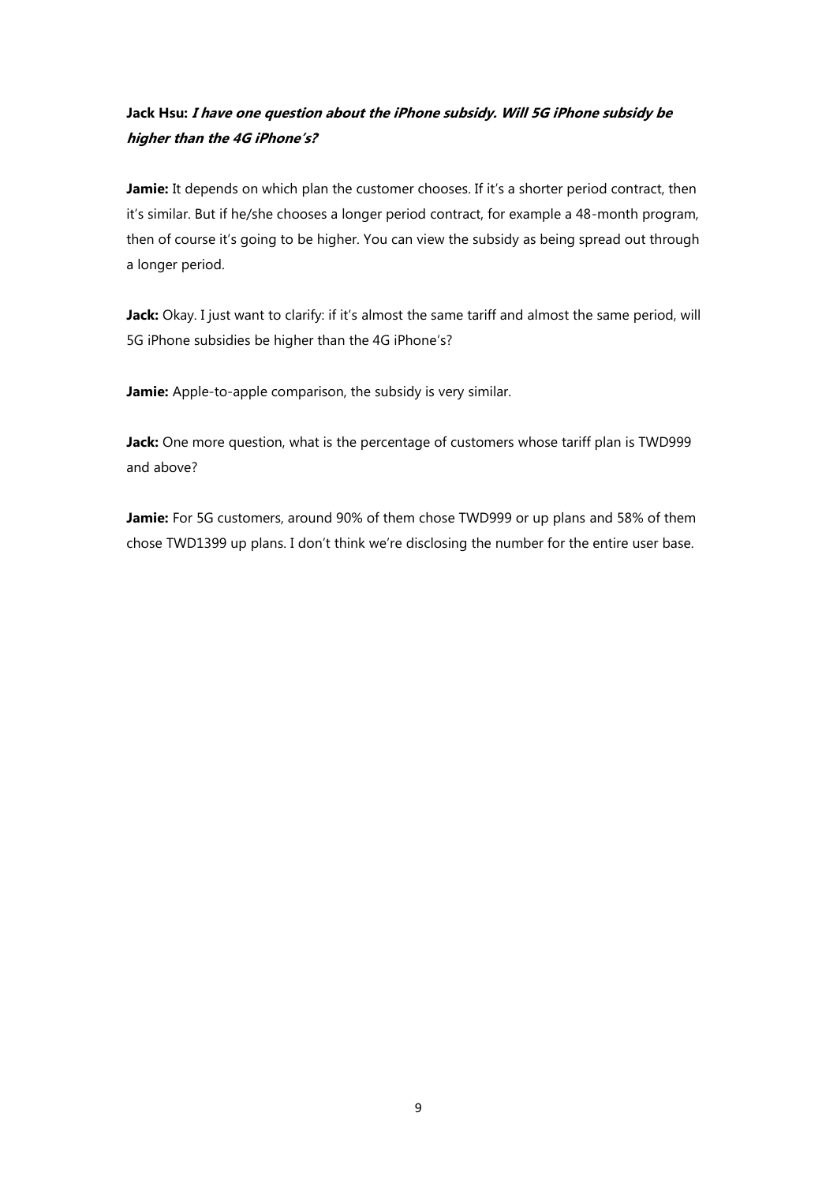**Jack Hsu:** ***I have one question about the iPhone subsidy. Will 5G iPhone subsidy be higher than the 4G iPhone's?***

**Jamie:** It depends on which plan the customer chooses. If it's a shorter period contract, then it's similar. But if he/she chooses a longer period contract, for example a 48-month program, then of course it's going to be higher. You can view the subsidy as being spread out through a longer period.

**Jack:** Okay. I just want to clarify: if it's almost the same tariff and almost the same period, will 5G iPhone subsidies be higher than the 4G iPhone's?

**Jamie:** Apple-to-apple comparison, the subsidy is very similar.

**Jack:** One more question, what is the percentage of customers whose tariff plan is TWD999 and above?

**Jamie:** For 5G customers, around 90% of them chose TWD999 or up plans and 58% of them chose TWD1399 up plans. I don't think we're disclosing the number for the entire user base.